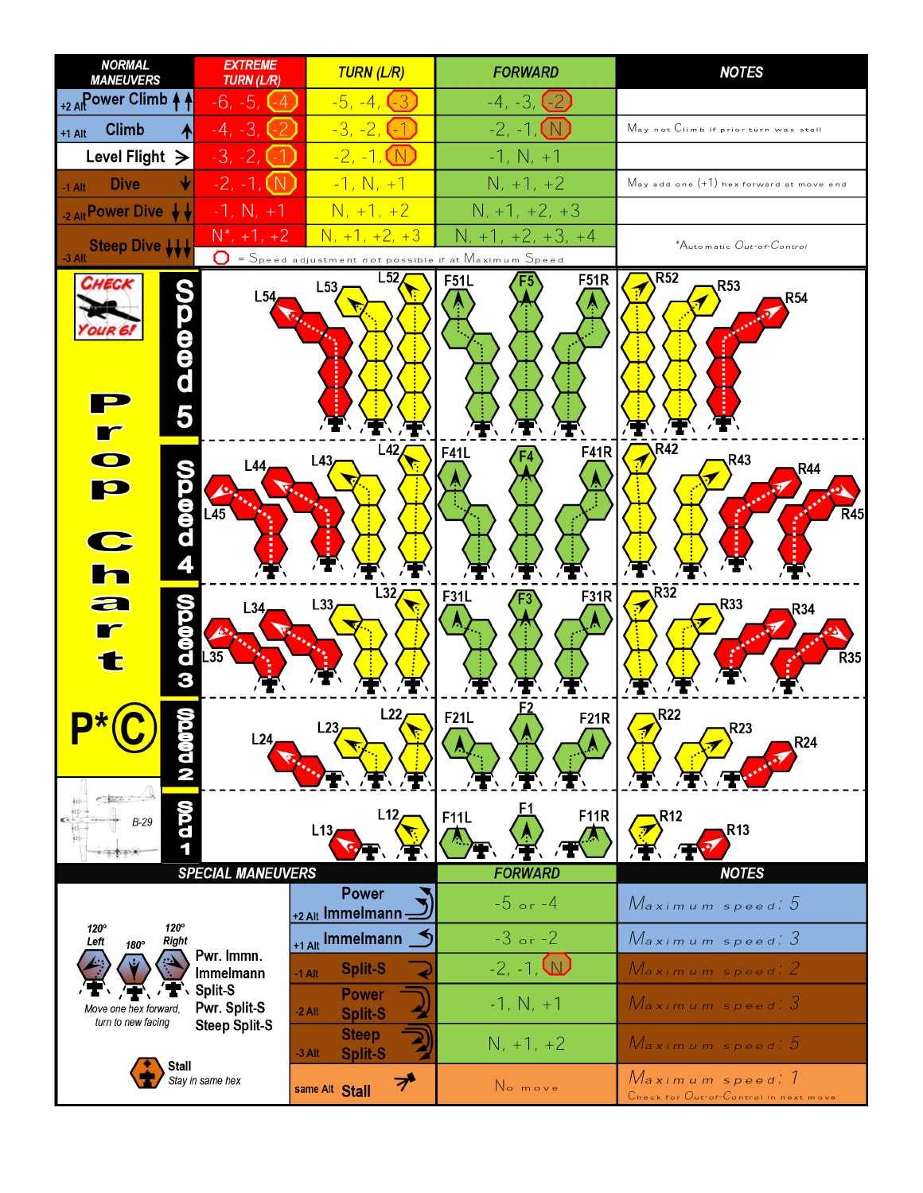| NORMAL MANEUVERS | EXTREME TURN (L/R) | TURN (L/R) | FORWARD | NOTES |
|---|---|---|---|---|
| +2 Alt Power Climb | -6, -5, (-4) | -5, -4, (-3) | -4, -3, (-2) | |
| +1 Alt Climb | -4, -3, (-2) | -3, -2, (-1) | -2, -1, (N) | May not Climb if prior turn was stall |
| Level Flight | -3, -2, (-1) | -2, -1, (N) | -1, N, +1 | |
| -1 Alt Dive | -2, -1, (N) | -1, N, +1 | N, +1, +2 | May add one (+1) hex forward at move end |
| -2 Alt Power Dive | -1, N, +1 | N, +1, +2 | N, +1, +2, +3 | |
| -3 Alt Steep Dive | N*, +1, +2 | N, +1, +2, +3 | N, +1, +2, +3, +4 | *Automatic Out-of-Control |

( ) = Speed adjustment *not* possible if at Maximum Speed

# Prop Chart

CHECK YOUR 6!

P*C

B-29

| Speed | Left | Forward | Right |
|---|---|---|---|
| Speed 5 | L54, L53, L52 | F51L, F5, F51R | R52, R53, R54 |
| Speed 4 | L45, L44, L43, L42 | F41L, F4, F41R | R42, R43, R44, R45 |
| Speed 3 | L35, L34, L33, L32 | F31L, F3, F31R | R32, R33, R34, R35 |
| Speed 2 | L24, L23, L22 | F21L, F2, F21R | R22, R23, R24 |
| Spd 1 | L13, L12 | F11L, F1, F11R | R12, R13 |

| SPECIAL MANEUVERS | FORWARD | NOTES |
|---|---|---|
| +2 Alt Power Immelmann | -5 or -4 | Maximum speed: 5 |
| +1 Alt Immelmann | -3 or -2 | Maximum speed: 3 |
| -1 Alt Split-S | -2, -1, (N) | Maximum speed: 2 |
| -2 Alt Power Split-S | -1, N, +1 | Maximum speed: 3 |
| -3 Alt Steep Split-S | N, +1, +2 | Maximum speed: 5 |
| same Alt Stall | No move | Maximum speed: 1<br>Check for Out-of-Control in next move |

120° Left, 180°, 120° Right — Pwr. Immn., Immelmann, Split-S, Pwr. Split-S, Steep Split-S

Move one hex forward, turn to new facing

**Stall**
Stay in same hex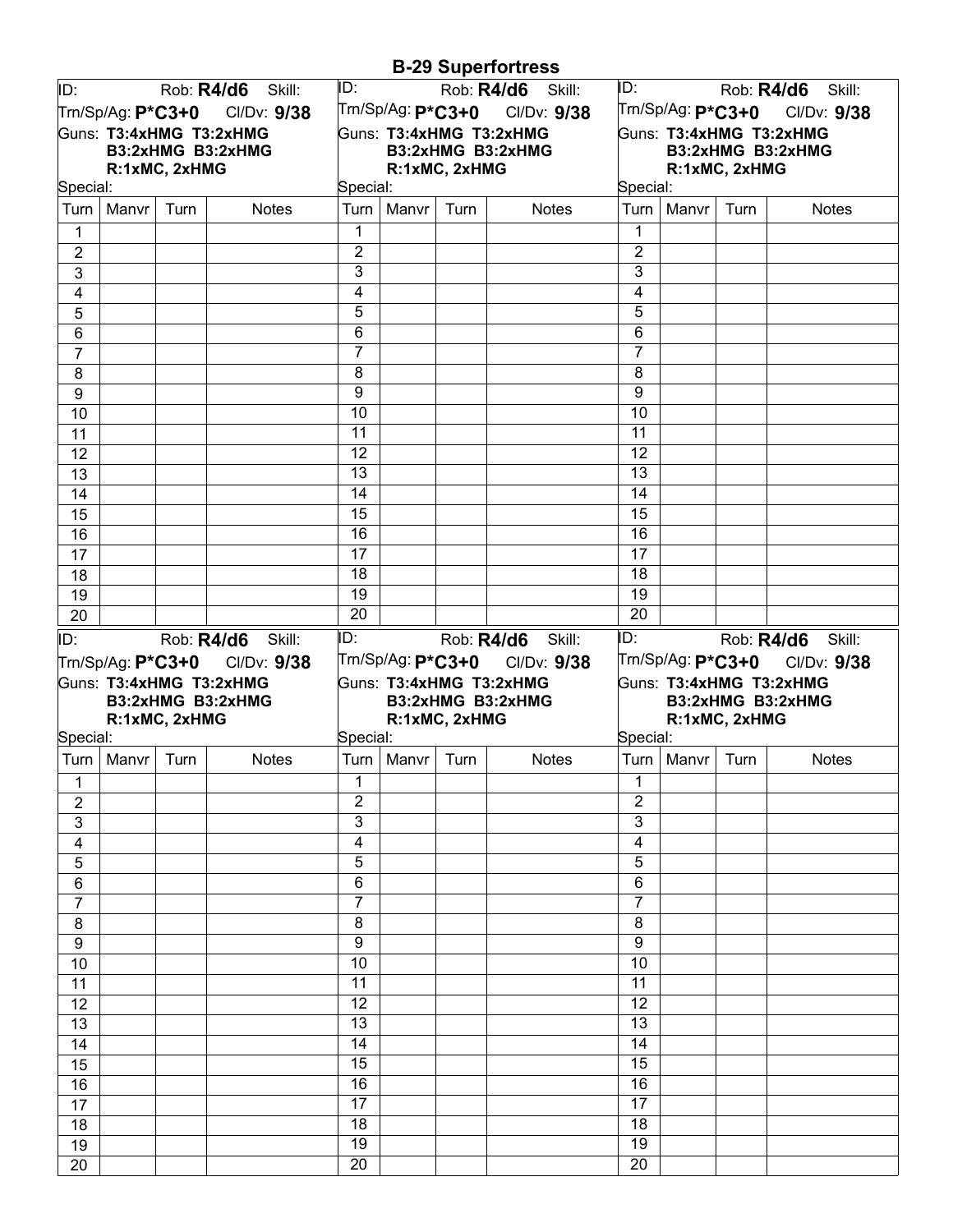# B-29 Superfortress

| ID: | | Rob: **R4/d6** | Skill: |
|---|---|---|---|
| Trn/Sp/Ag: **P*C3+0** | | Cl/Dv: **9/38** | |
| Guns: **T3:4xHMG T3:2xHMG B3:2xHMG B3:2xHMG R:1xMC, 2xHMG** | | | |
| Special: | | | |
| Turn | Manvr | Turn | Notes |
| 1 | | | |
| 2 | | | |
| 3 | | | |
| 4 | | | |
| 5 | | | |
| 6 | | | |
| 7 | | | |
| 8 | | | |
| 9 | | | |
| 10 | | | |
| 11 | | | |
| 12 | | | |
| 13 | | | |
| 14 | | | |
| 15 | | | |
| 16 | | | |
| 17 | | | |
| 18 | | | |
| 19 | | | |
| 20 | | | |

| ID: | | Rob: **R4/d6** | Skill: |
|---|---|---|---|
| Trn/Sp/Ag: **P*C3+0** | | Cl/Dv: **9/38** | |
| Guns: **T3:4xHMG T3:2xHMG B3:2xHMG B3:2xHMG R:1xMC, 2xHMG** | | | |
| Special: | | | |
| Turn | Manvr | Turn | Notes |
| 1 | | | |
| 2 | | | |
| 3 | | | |
| 4 | | | |
| 5 | | | |
| 6 | | | |
| 7 | | | |
| 8 | | | |
| 9 | | | |
| 10 | | | |
| 11 | | | |
| 12 | | | |
| 13 | | | |
| 14 | | | |
| 15 | | | |
| 16 | | | |
| 17 | | | |
| 18 | | | |
| 19 | | | |
| 20 | | | |

| ID: | | Rob: **R4/d6** | Skill: |
|---|---|---|---|
| Trn/Sp/Ag: **P*C3+0** | | Cl/Dv: **9/38** | |
| Guns: **T3:4xHMG T3:2xHMG B3:2xHMG B3:2xHMG R:1xMC, 2xHMG** | | | |
| Special: | | | |
| Turn | Manvr | Turn | Notes |
| 1 | | | |
| 2 | | | |
| 3 | | | |
| 4 | | | |
| 5 | | | |
| 6 | | | |
| 7 | | | |
| 8 | | | |
| 9 | | | |
| 10 | | | |
| 11 | | | |
| 12 | | | |
| 13 | | | |
| 14 | | | |
| 15 | | | |
| 16 | | | |
| 17 | | | |
| 18 | | | |
| 19 | | | |
| 20 | | | |

| ID: | | Rob: **R4/d6** | Skill: |
|---|---|---|---|
| Trn/Sp/Ag: **P*C3+0** | | Cl/Dv: **9/38** | |
| Guns: **T3:4xHMG T3:2xHMG B3:2xHMG B3:2xHMG R:1xMC, 2xHMG** | | | |
| Special: | | | |
| Turn | Manvr | Turn | Notes |
| 1 | | | |
| 2 | | | |
| 3 | | | |
| 4 | | | |
| 5 | | | |
| 6 | | | |
| 7 | | | |
| 8 | | | |
| 9 | | | |
| 10 | | | |
| 11 | | | |
| 12 | | | |
| 13 | | | |
| 14 | | | |
| 15 | | | |
| 16 | | | |
| 17 | | | |
| 18 | | | |
| 19 | | | |
| 20 | | | |

| ID: | | Rob: **R4/d6** | Skill: |
|---|---|---|---|
| Trn/Sp/Ag: **P*C3+0** | | Cl/Dv: **9/38** | |
| Guns: **T3:4xHMG T3:2xHMG B3:2xHMG B3:2xHMG R:1xMC, 2xHMG** | | | |
| Special: | | | |
| Turn | Manvr | Turn | Notes |
| 1 | | | |
| 2 | | | |
| 3 | | | |
| 4 | | | |
| 5 | | | |
| 6 | | | |
| 7 | | | |
| 8 | | | |
| 9 | | | |
| 10 | | | |
| 11 | | | |
| 12 | | | |
| 13 | | | |
| 14 | | | |
| 15 | | | |
| 16 | | | |
| 17 | | | |
| 18 | | | |
| 19 | | | |
| 20 | | | |

| ID: | | Rob: **R4/d6** | Skill: |
|---|---|---|---|
| Trn/Sp/Ag: **P*C3+0** | | Cl/Dv: **9/38** | |
| Guns: **T3:4xHMG T3:2xHMG B3:2xHMG B3:2xHMG R:1xMC, 2xHMG** | | | |
| Special: | | | |
| Turn | Manvr | Turn | Notes |
| 1 | | | |
| 2 | | | |
| 3 | | | |
| 4 | | | |
| 5 | | | |
| 6 | | | |
| 7 | | | |
| 8 | | | |
| 9 | | | |
| 10 | | | |
| 11 | | | |
| 12 | | | |
| 13 | | | |
| 14 | | | |
| 15 | | | |
| 16 | | | |
| 17 | | | |
| 18 | | | |
| 19 | | | |
| 20 | | | |